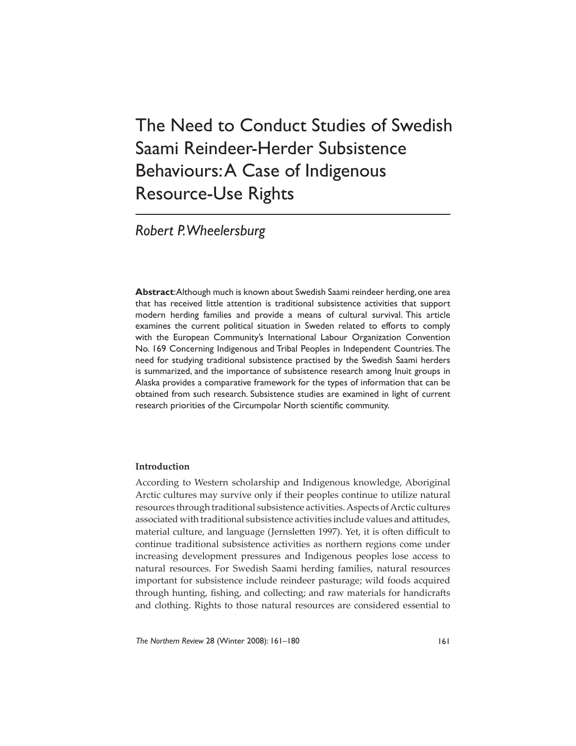# The Need to Conduct Studies of Swedish Saami Reindeer-Herder Subsistence Behaviours: A Case of Indigenous Resource-Use Rights

*Robert P. Wheelersburg*

**Abstract**: Although much is known about Swedish Saami reindeer herding, one area that has received little attention is traditional subsistence activities that support modern herding families and provide a means of cultural survival. This article examines the current political situation in Sweden related to efforts to comply with the European Community's International Labour Organization Convention No. 169 Concerning Indigenous and Tribal Peoples in Independent Countries. The need for studying traditional subsistence practised by the Swedish Saami herders is summarized, and the importance of subsistence research among Inuit groups in Alaska provides a comparative framework for the types of information that can be obtained from such research. Subsistence studies are examined in light of current research priorities of the Circumpolar North scientific community.

## Introduction

According to Western scholarship and Indigenous knowledge, Aboriginal Arctic cultures may survive only if their peoples continue to utilize natural resources through traditional subsistence activities. Aspects of Arctic cultures associated with traditional subsistence activities include values and attitudes, material culture, and language (Jernsletten 1997). Yet, it is often difficult to continue traditional subsistence activities as northern regions come under increasing development pressures and Indigenous peoples lose access to natural resources. For Swedish Saami herding families, natural resources important for subsistence include reindeer pasturage; wild foods acquired through hunting, fishing, and collecting; and raw materials for handicrafts and clothing. Rights to those natural resources are considered essential to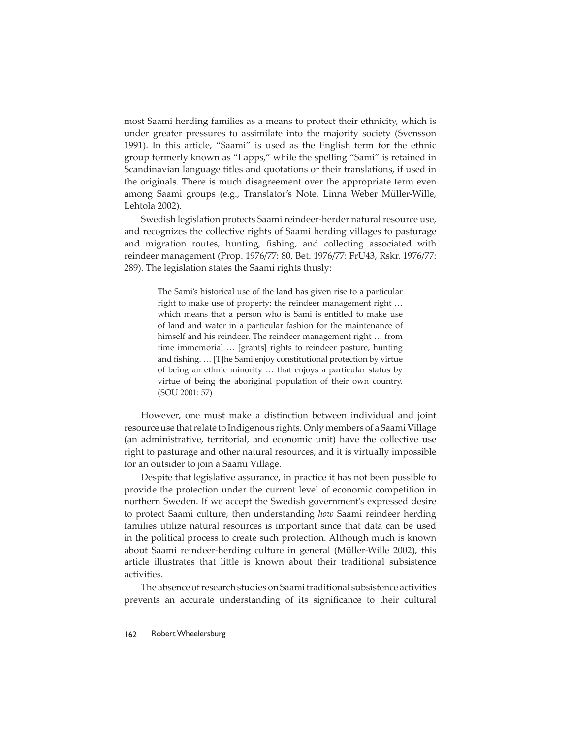most Saami herding families as a means to protect their ethnicity, which is under greater pressures to assimilate into the majority society (Svensson 1991). In this article, "Saami" is used as the English term for the ethnic group formerly known as "Lapps," while the spelling "Sami" is retained in Scandinavian language titles and quotations or their translations, if used in the originals. There is much disagreement over the appropriate term even among Saami groups (e.g., Translator's Note, Linna Weber Müller-Wille, Lehtola 2002).

Swedish legislation protects Saami reindeer-herder natural resource use, and recognizes the collective rights of Saami herding villages to pasturage and migration routes, hunting, fishing, and collecting associated with reindeer management (Prop. 1976/77: 80, Bet. 1976/77: FrU43, Rskr. 1976/77: 289). The legislation states the Saami rights thusly:

> The Sami's historical use of the land has given rise to a particular right to make use of property: the reindeer management right … which means that a person who is Sami is entitled to make use of land and water in a particular fashion for the maintenance of himself and his reindeer. The reindeer management right … from time immemorial … [grants] rights to reindeer pasture, hunting and fishing. … [T]he Sami enjoy constitutional protection by virtue of being an ethnic minority … that enjoys a particular status by virtue of being the aboriginal population of their own country. (SOU 2001: 57)

However, one must make a distinction between individual and joint resource use that relate to Indigenous rights. Only members of a Saami Village (an administrative, territorial, and economic unit) have the collective use right to pasturage and other natural resources, and it is virtually impossible for an outsider to join a Saami Village.

Despite that legislative assurance, in practice it has not been possible to provide the protection under the current level of economic competition in northern Sweden. If we accept the Swedish government's expressed desire to protect Saami culture, then understanding *how* Saami reindeer herding families utilize natural resources is important since that data can be used in the political process to create such protection. Although much is known about Saami reindeer-herding culture in general (Müller-Wille 2002), this article illustrates that little is known about their traditional subsistence activities.

The absence of research studies on Saami traditional subsistence activities prevents an accurate understanding of its significance to their cultural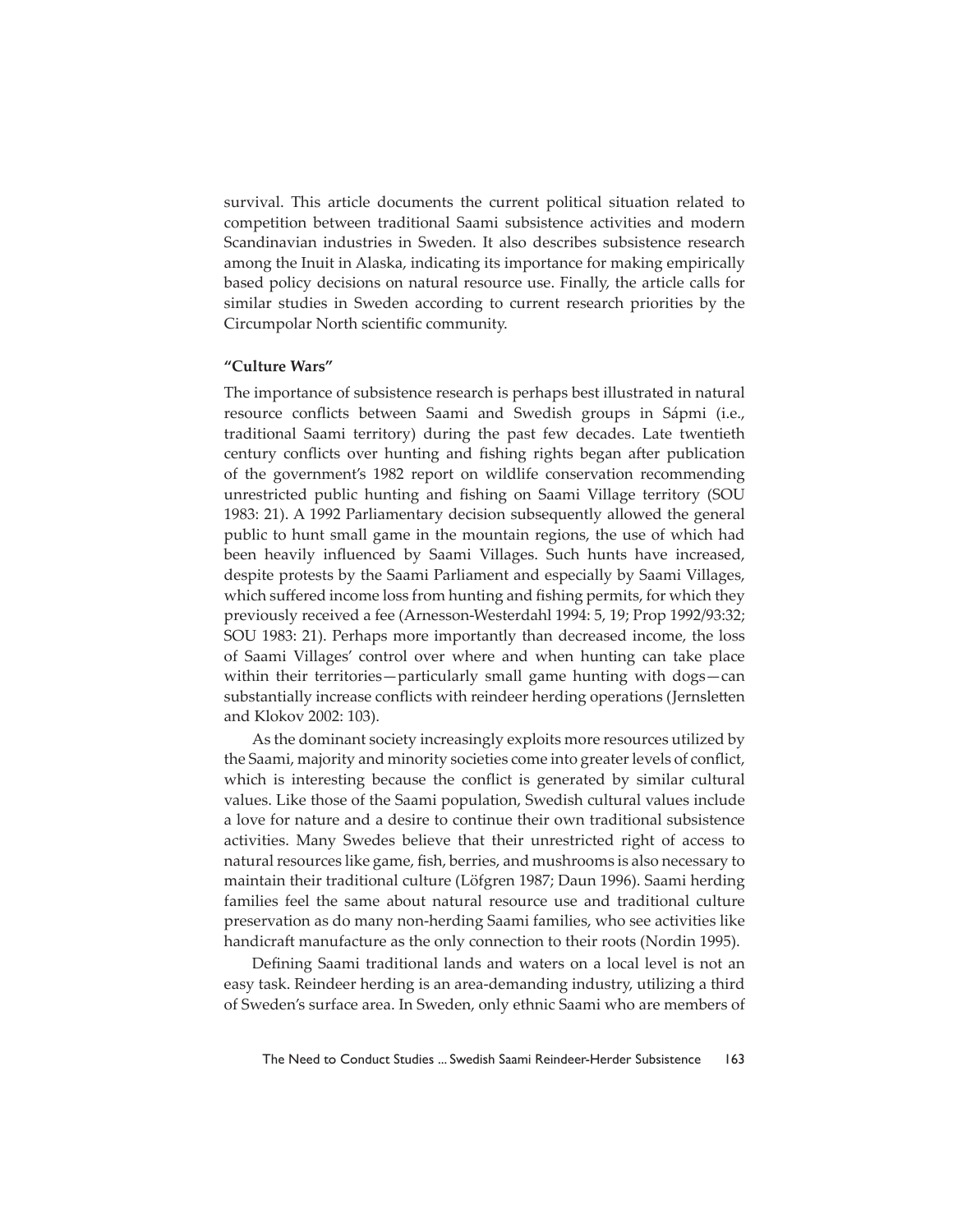survival. This article documents the current political situation related to competition between traditional Saami subsistence activities and modern Scandinavian industries in Sweden. It also describes subsistence research among the Inuit in Alaska, indicating its importance for making empirically based policy decisions on natural resource use. Finally, the article calls for similar studies in Sweden according to current research priorities by the Circumpolar North scientific community.

**"Culture Wars"**

The importance of subsistence research is perhaps best illustrated in natural resource conflicts between Saami and Swedish groups in Sápmi (i.e., traditional Saami territory) during the past few decades. Late twentieth century conflicts over hunting and fishing rights began after publication of the government's 1982 report on wildlife conservation recommending unrestricted public hunting and fishing on Saami Village territory (SOU 1983: 21). A 1992 Parliamentary decision subsequently allowed the general public to hunt small game in the mountain regions, the use of which had been heavily influenced by Saami Villages. Such hunts have increased, despite protests by the Saami Parliament and especially by Saami Villages, which suffered income loss from hunting and fishing permits, for which they previously received a fee (Arnesson-Westerdahl 1994: 5, 19; Prop 1992/93:32; SOU 1983: 21). Perhaps more importantly than decreased income, the loss of Saami Villages' control over where and when hunting can take place within their territories—particularly small game hunting with dogs—can substantially increase conflicts with reindeer herding operations (Jernsletten and Klokov 2002: 103).

As the dominant society increasingly exploits more resources utilized by the Saami, majority and minority societies come into greater levels of conflict, which is interesting because the conflict is generated by similar cultural values. Like those of the Saami population, Swedish cultural values include a love for nature and a desire to continue their own traditional subsistence activities. Many Swedes believe that their unrestricted right of access to natural resources like game, fish, berries, and mushrooms is also necessary to maintain their traditional culture (Löfgren 1987; Daun 1996). Saami herding families feel the same about natural resource use and traditional culture preservation as do many non-herding Saami families, who see activities like handicraft manufacture as the only connection to their roots (Nordin 1995).

Defining Saami traditional lands and waters on a local level is not an easy task. Reindeer herding is an area-demanding industry, utilizing a third of Sweden's surface area. In Sweden, only ethnic Saami who are members of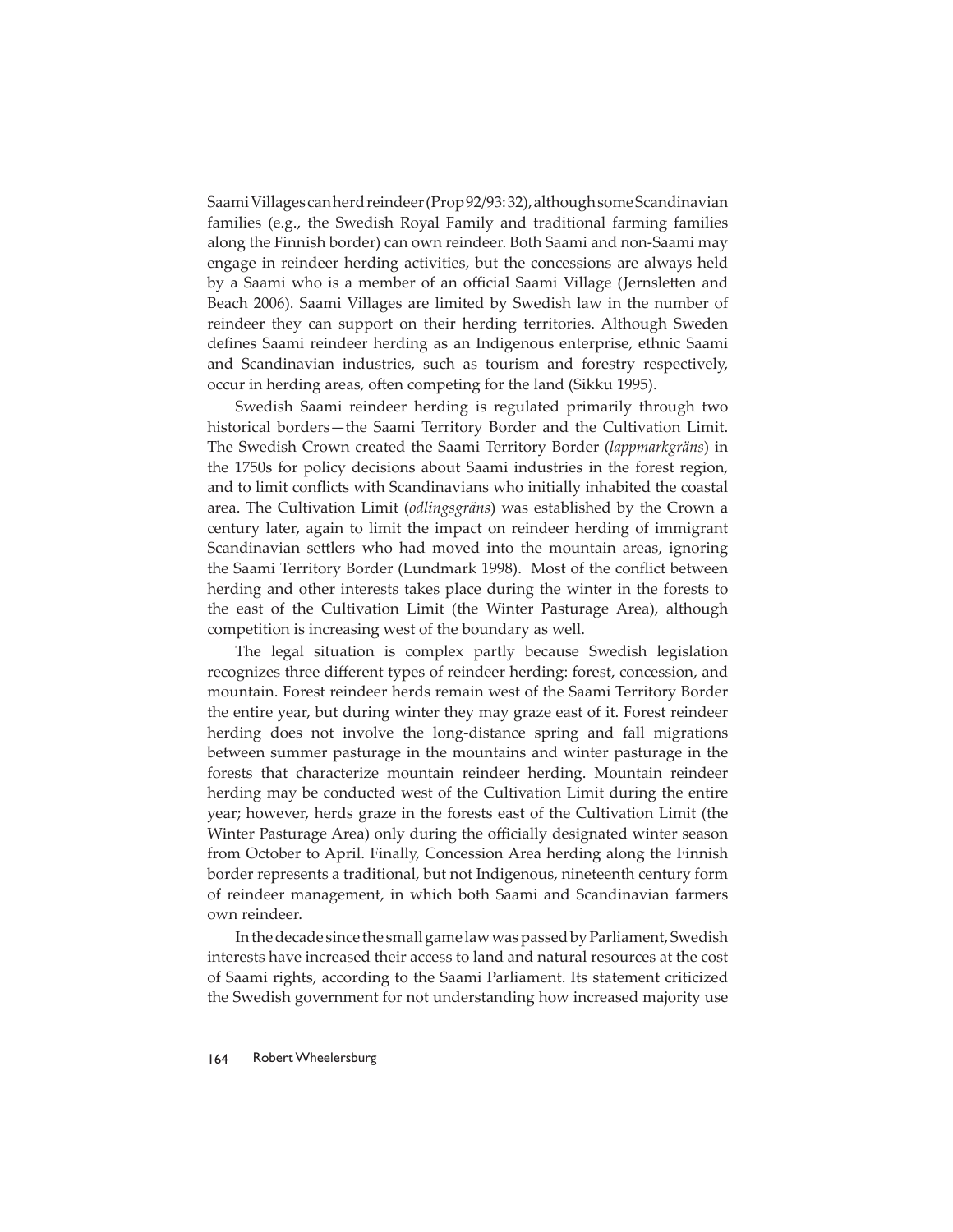Saami Villages can herd reindeer (Prop 92/93: 32), although some Scandinavian families (e.g., the Swedish Royal Family and traditional farming families along the Finnish border) can own reindeer. Both Saami and non-Saami may engage in reindeer herding activities, but the concessions are always held by a Saami who is a member of an official Saami Village (Jernsletten and Beach 2006). Saami Villages are limited by Swedish law in the number of reindeer they can support on their herding territories. Although Sweden defines Saami reindeer herding as an Indigenous enterprise, ethnic Saami and Scandinavian industries, such as tourism and forestry respectively, occur in herding areas, often competing for the land (Sikku 1995).

Swedish Saami reindeer herding is regulated primarily through two historical borders—the Saami Territory Border and the Cultivation Limit. The Swedish Crown created the Saami Territory Border (*lappmarkgräns*) in the 1750s for policy decisions about Saami industries in the forest region, and to limit conflicts with Scandinavians who initially inhabited the coastal area. The Cultivation Limit (*odlingsgräns*) was established by the Crown a century later, again to limit the impact on reindeer herding of immigrant Scandinavian settlers who had moved into the mountain areas, ignoring the Saami Territory Border (Lundmark 1998). Most of the conflict between herding and other interests takes place during the winter in the forests to the east of the Cultivation Limit (the Winter Pasturage Area), although competition is increasing west of the boundary as well.

The legal situation is complex partly because Swedish legislation recognizes three different types of reindeer herding: forest, concession, and mountain. Forest reindeer herds remain west of the Saami Territory Border the entire year, but during winter they may graze east of it. Forest reindeer herding does not involve the long-distance spring and fall migrations between summer pasturage in the mountains and winter pasturage in the forests that characterize mountain reindeer herding. Mountain reindeer herding may be conducted west of the Cultivation Limit during the entire year; however, herds graze in the forests east of the Cultivation Limit (the Winter Pasturage Area) only during the officially designated winter season from October to April. Finally, Concession Area herding along the Finnish border represents a traditional, but not Indigenous, nineteenth century form of reindeer management, in which both Saami and Scandinavian farmers own reindeer.

In the decade since the small game law was passed by Parliament, Swedish interests have increased their access to land and natural resources at the cost of Saami rights, according to the Saami Parliament. Its statement criticized the Swedish government for not understanding how increased majority use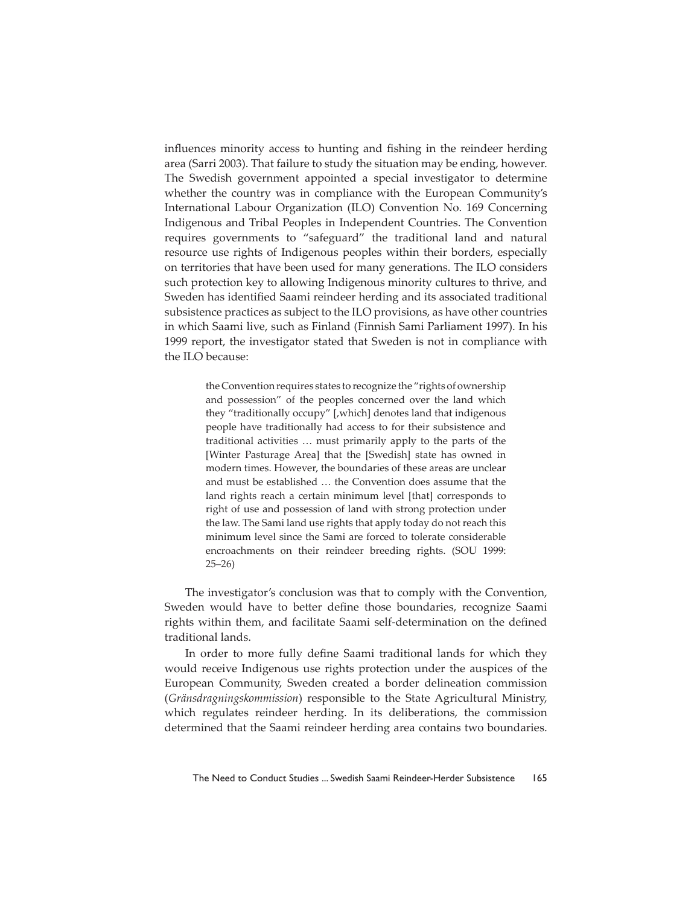influences minority access to hunting and fishing in the reindeer herding area (Sarri 2003). That failure to study the situation may be ending, however. The Swedish government appointed a special investigator to determine whether the country was in compliance with the European Community's International Labour Organization (ILO) Convention No. 169 Concerning Indigenous and Tribal Peoples in Independent Countries. The Convention requires governments to "safeguard" the traditional land and natural resource use rights of Indigenous peoples within their borders, especially on territories that have been used for many generations. The ILO considers such protection key to allowing Indigenous minority cultures to thrive, and Sweden has identified Saami reindeer herding and its associated traditional subsistence practices as subject to the ILO provisions, as have other countries in which Saami live, such as Finland (Finnish Sami Parliament 1997). In his 1999 report, the investigator stated that Sweden is not in compliance with the ILO because:

> the Convention requires states to recognize the "rights of ownership and possession" of the peoples concerned over the land which they "traditionally occupy" [,which] denotes land that indigenous people have traditionally had access to for their subsistence and traditional activities … must primarily apply to the parts of the [Winter Pasturage Area] that the [Swedish] state has owned in modern times. However, the boundaries of these areas are unclear and must be established … the Convention does assume that the land rights reach a certain minimum level [that] corresponds to right of use and possession of land with strong protection under the law. The Sami land use rights that apply today do not reach this minimum level since the Sami are forced to tolerate considerable encroachments on their reindeer breeding rights. (SOU 1999: 25–26)

The investigator's conclusion was that to comply with the Convention, Sweden would have to better define those boundaries, recognize Saami rights within them, and facilitate Saami self-determination on the defined traditional lands.

In order to more fully define Saami traditional lands for which they would receive Indigenous use rights protection under the auspices of the European Community, Sweden created a border delineation commission (*Gränsdragningskommission*) responsible to the State Agricultural Ministry, which regulates reindeer herding. In its deliberations, the commission determined that the Saami reindeer herding area contains two boundaries.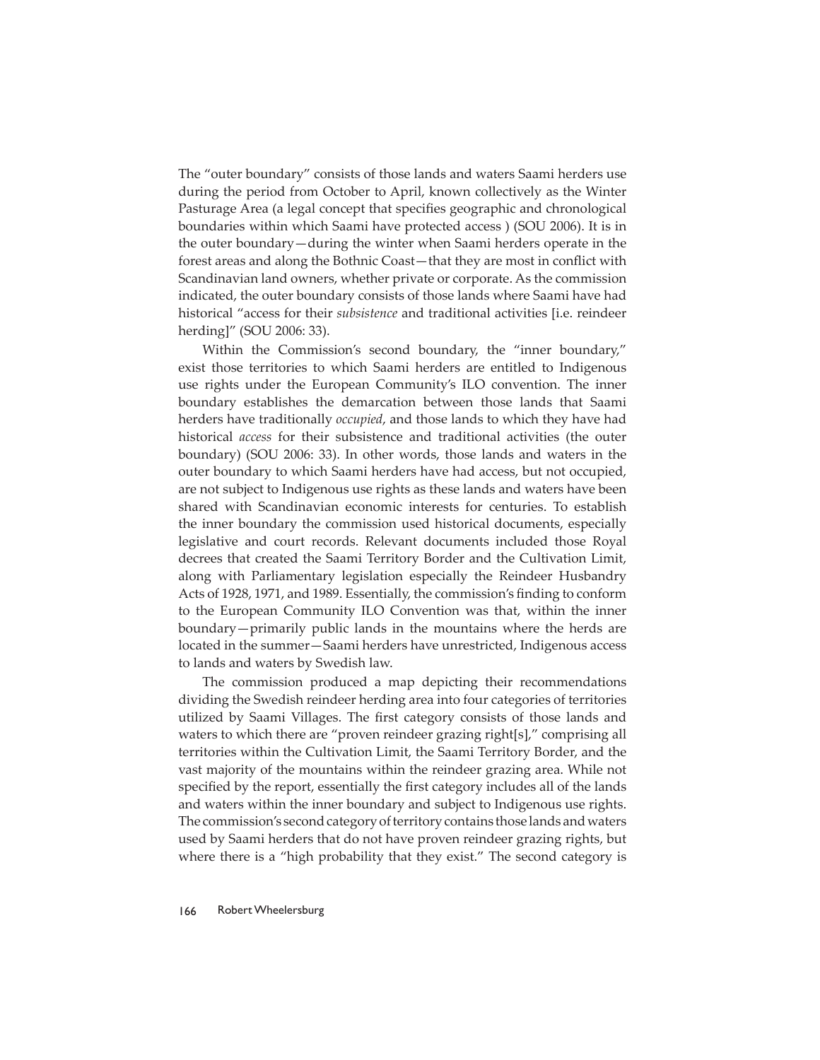The "outer boundary" consists of those lands and waters Saami herders use during the period from October to April, known collectively as the Winter Pasturage Area (a legal concept that specifies geographic and chronological boundaries within which Saami have protected access ) (SOU 2006). It is in the outer boundary—during the winter when Saami herders operate in the forest areas and along the Bothnic Coast—that they are most in conflict with Scandinavian land owners, whether private or corporate. As the commission indicated, the outer boundary consists of those lands where Saami have had historical "access for their *subsistence* and traditional activities [i.e. reindeer herding]" (SOU 2006: 33).

Within the Commission's second boundary, the "inner boundary," exist those territories to which Saami herders are entitled to Indigenous use rights under the European Community's ILO convention. The inner boundary establishes the demarcation between those lands that Saami herders have traditionally *occupied*, and those lands to which they have had historical *access* for their subsistence and traditional activities (the outer boundary) (SOU 2006: 33). In other words, those lands and waters in the outer boundary to which Saami herders have had access, but not occupied, are not subject to Indigenous use rights as these lands and waters have been shared with Scandinavian economic interests for centuries. To establish the inner boundary the commission used historical documents, especially legislative and court records. Relevant documents included those Royal decrees that created the Saami Territory Border and the Cultivation Limit, along with Parliamentary legislation especially the Reindeer Husbandry Acts of 1928, 1971, and 1989. Essentially, the commission's finding to conform to the European Community ILO Convention was that, within the inner boundary—primarily public lands in the mountains where the herds are located in the summer—Saami herders have unrestricted, Indigenous access to lands and waters by Swedish law.

The commission produced a map depicting their recommendations dividing the Swedish reindeer herding area into four categories of territories utilized by Saami Villages. The first category consists of those lands and waters to which there are "proven reindeer grazing right[s]," comprising all territories within the Cultivation Limit, the Saami Territory Border, and the vast majority of the mountains within the reindeer grazing area. While not specified by the report, essentially the first category includes all of the lands and waters within the inner boundary and subject to Indigenous use rights. The commission's second category of territory contains those lands and waters used by Saami herders that do not have proven reindeer grazing rights, but where there is a "high probability that they exist." The second category is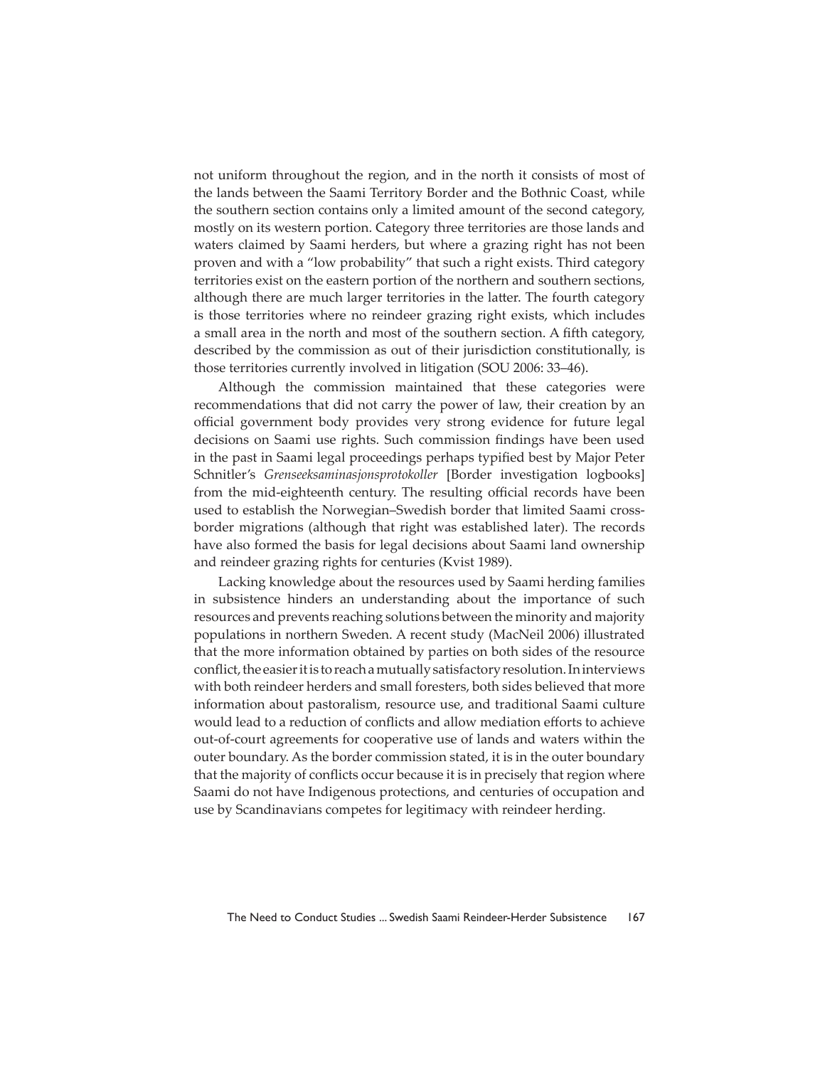not uniform throughout the region, and in the north it consists of most of the lands between the Saami Territory Border and the Bothnic Coast, while the southern section contains only a limited amount of the second category, mostly on its western portion. Category three territories are those lands and waters claimed by Saami herders, but where a grazing right has not been proven and with a "low probability" that such a right exists. Third category territories exist on the eastern portion of the northern and southern sections, although there are much larger territories in the latter. The fourth category is those territories where no reindeer grazing right exists, which includes a small area in the north and most of the southern section. A fifth category, described by the commission as out of their jurisdiction constitutionally, is those territories currently involved in litigation (SOU 2006: 33–46).

Although the commission maintained that these categories were recommendations that did not carry the power of law, their creation by an official government body provides very strong evidence for future legal decisions on Saami use rights. Such commission findings have been used in the past in Saami legal proceedings perhaps typified best by Major Peter Schnitler's *Grenseeksaminasjonsprotokoller* [Border investigation logbooks] from the mid-eighteenth century. The resulting official records have been used to establish the Norwegian–Swedish border that limited Saami cross-border migrations (although that right was established later). The records have also formed the basis for legal decisions about Saami land ownership and reindeer grazing rights for centuries (Kvist 1989).

Lacking knowledge about the resources used by Saami herding families in subsistence hinders an understanding about the importance of such resources and prevents reaching solutions between the minority and majority populations in northern Sweden. A recent study (MacNeil 2006) illustrated that the more information obtained by parties on both sides of the resource conflict, the easier it is to reach a mutually satisfactory resolution. In interviews with both reindeer herders and small foresters, both sides believed that more information about pastoralism, resource use, and traditional Saami culture would lead to a reduction of conflicts and allow mediation efforts to achieve out-of-court agreements for cooperative use of lands and waters within the outer boundary. As the border commission stated, it is in the outer boundary that the majority of conflicts occur because it is in precisely that region where Saami do not have Indigenous protections, and centuries of occupation and use by Scandinavians competes for legitimacy with reindeer herding.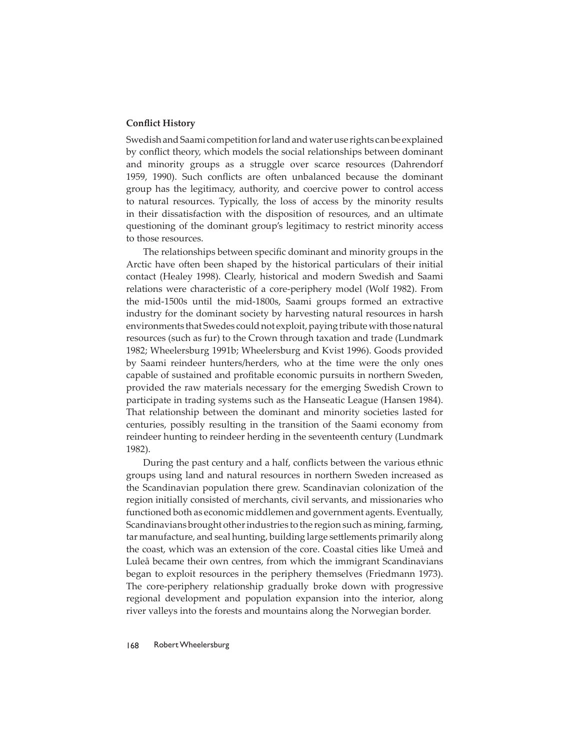### Conflict History

Swedish and Saami competition for land and water use rights can be explained by conflict theory, which models the social relationships between dominant and minority groups as a struggle over scarce resources (Dahrendorf 1959, 1990). Such conflicts are often unbalanced because the dominant group has the legitimacy, authority, and coercive power to control access to natural resources. Typically, the loss of access by the minority results in their dissatisfaction with the disposition of resources, and an ultimate questioning of the dominant group's legitimacy to restrict minority access to those resources.

The relationships between specific dominant and minority groups in the Arctic have often been shaped by the historical particulars of their initial contact (Healey 1998). Clearly, historical and modern Swedish and Saami relations were characteristic of a core-periphery model (Wolf 1982). From the mid-1500s until the mid-1800s, Saami groups formed an extractive industry for the dominant society by harvesting natural resources in harsh environments that Swedes could not exploit, paying tribute with those natural resources (such as fur) to the Crown through taxation and trade (Lundmark 1982; Wheelersburg 1991b; Wheelersburg and Kvist 1996). Goods provided by Saami reindeer hunters/herders, who at the time were the only ones capable of sustained and profitable economic pursuits in northern Sweden, provided the raw materials necessary for the emerging Swedish Crown to participate in trading systems such as the Hanseatic League (Hansen 1984). That relationship between the dominant and minority societies lasted for centuries, possibly resulting in the transition of the Saami economy from reindeer hunting to reindeer herding in the seventeenth century (Lundmark 1982).

During the past century and a half, conflicts between the various ethnic groups using land and natural resources in northern Sweden increased as the Scandinavian population there grew. Scandinavian colonization of the region initially consisted of merchants, civil servants, and missionaries who functioned both as economic middlemen and government agents. Eventually, Scandinavians brought other industries to the region such as mining, farming, tar manufacture, and seal hunting, building large settlements primarily along the coast, which was an extension of the core. Coastal cities like Umeå and Luleå became their own centres, from which the immigrant Scandinavians began to exploit resources in the periphery themselves (Friedmann 1973). The core-periphery relationship gradually broke down with progressive regional development and population expansion into the interior, along river valleys into the forests and mountains along the Norwegian border.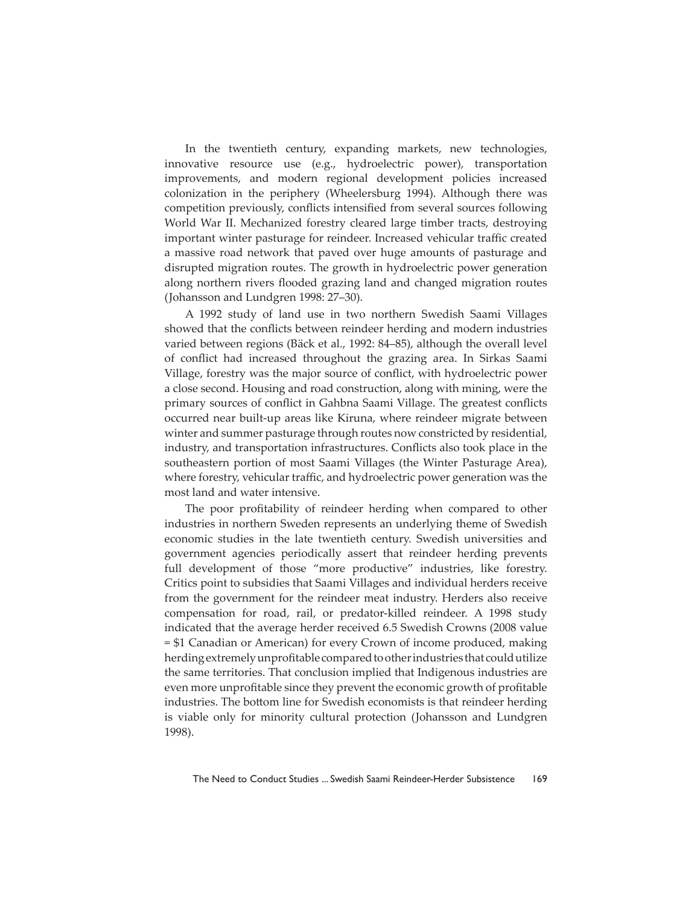In the twentieth century, expanding markets, new technologies, innovative resource use (e.g., hydroelectric power), transportation improvements, and modern regional development policies increased colonization in the periphery (Wheelersburg 1994). Although there was competition previously, conflicts intensified from several sources following World War II. Mechanized forestry cleared large timber tracts, destroying important winter pasturage for reindeer. Increased vehicular traffic created a massive road network that paved over huge amounts of pasturage and disrupted migration routes. The growth in hydroelectric power generation along northern rivers flooded grazing land and changed migration routes (Johansson and Lundgren 1998: 27–30).

A 1992 study of land use in two northern Swedish Saami Villages showed that the conflicts between reindeer herding and modern industries varied between regions (Bäck et al., 1992: 84–85), although the overall level of conflict had increased throughout the grazing area. In Sirkas Saami Village, forestry was the major source of conflict, with hydroelectric power a close second. Housing and road construction, along with mining, were the primary sources of conflict in Gahbna Saami Village. The greatest conflicts occurred near built-up areas like Kiruna, where reindeer migrate between winter and summer pasturage through routes now constricted by residential, industry, and transportation infrastructures. Conflicts also took place in the southeastern portion of most Saami Villages (the Winter Pasturage Area), where forestry, vehicular traffic, and hydroelectric power generation was the most land and water intensive.

The poor profitability of reindeer herding when compared to other industries in northern Sweden represents an underlying theme of Swedish economic studies in the late twentieth century. Swedish universities and government agencies periodically assert that reindeer herding prevents full development of those "more productive" industries, like forestry. Critics point to subsidies that Saami Villages and individual herders receive from the government for the reindeer meat industry. Herders also receive compensation for road, rail, or predator-killed reindeer. A 1998 study indicated that the average herder received 6.5 Swedish Crowns (2008 value = $1 Canadian or American) for every Crown of income produced, making herding extremely unprofitable compared to other industries that could utilize the same territories. That conclusion implied that Indigenous industries are even more unprofitable since they prevent the economic growth of profitable industries. The bottom line for Swedish economists is that reindeer herding is viable only for minority cultural protection (Johansson and Lundgren 1998).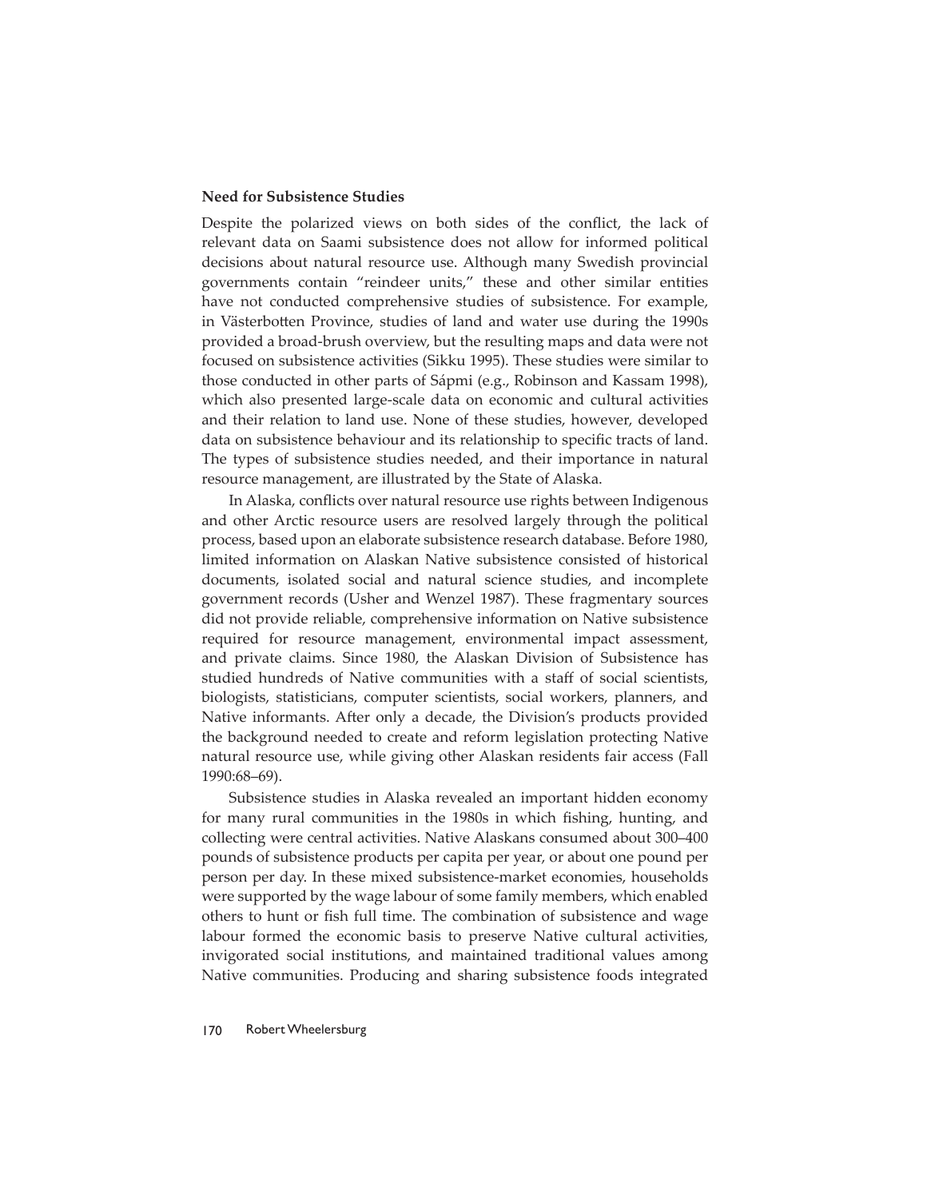**Need for Subsistence Studies**

Despite the polarized views on both sides of the conflict, the lack of relevant data on Saami subsistence does not allow for informed political decisions about natural resource use. Although many Swedish provincial governments contain "reindeer units," these and other similar entities have not conducted comprehensive studies of subsistence. For example, in Västerbotten Province, studies of land and water use during the 1990s provided a broad-brush overview, but the resulting maps and data were not focused on subsistence activities (Sikku 1995). These studies were similar to those conducted in other parts of Sápmi (e.g., Robinson and Kassam 1998), which also presented large-scale data on economic and cultural activities and their relation to land use. None of these studies, however, developed data on subsistence behaviour and its relationship to specific tracts of land. The types of subsistence studies needed, and their importance in natural resource management, are illustrated by the State of Alaska.

In Alaska, conflicts over natural resource use rights between Indigenous and other Arctic resource users are resolved largely through the political process, based upon an elaborate subsistence research database. Before 1980, limited information on Alaskan Native subsistence consisted of historical documents, isolated social and natural science studies, and incomplete government records (Usher and Wenzel 1987). These fragmentary sources did not provide reliable, comprehensive information on Native subsistence required for resource management, environmental impact assessment, and private claims. Since 1980, the Alaskan Division of Subsistence has studied hundreds of Native communities with a staff of social scientists, biologists, statisticians, computer scientists, social workers, planners, and Native informants. After only a decade, the Division's products provided the background needed to create and reform legislation protecting Native natural resource use, while giving other Alaskan residents fair access (Fall 1990:68–69).

Subsistence studies in Alaska revealed an important hidden economy for many rural communities in the 1980s in which fishing, hunting, and collecting were central activities. Native Alaskans consumed about 300–400 pounds of subsistence products per capita per year, or about one pound per person per day. In these mixed subsistence-market economies, households were supported by the wage labour of some family members, which enabled others to hunt or fish full time. The combination of subsistence and wage labour formed the economic basis to preserve Native cultural activities, invigorated social institutions, and maintained traditional values among Native communities. Producing and sharing subsistence foods integrated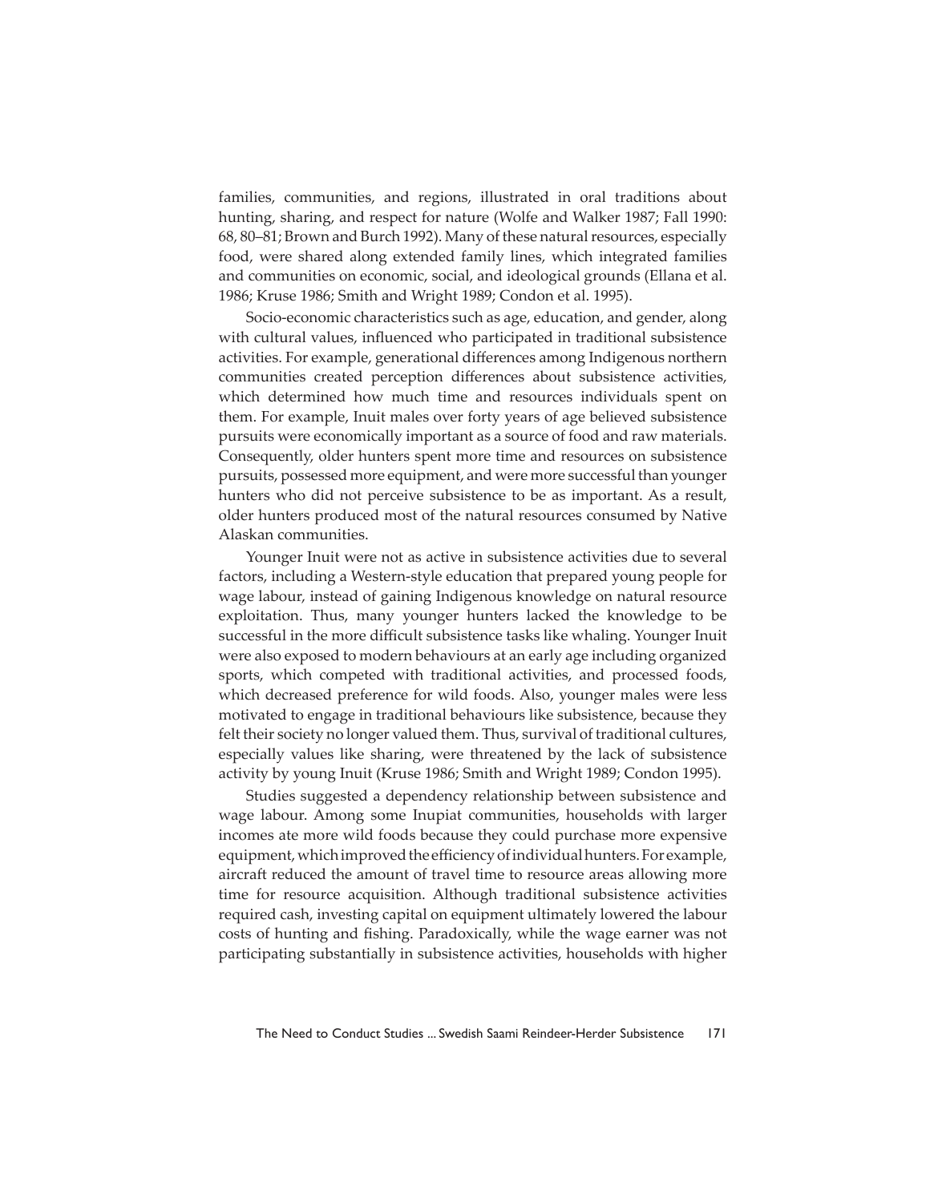families, communities, and regions, illustrated in oral traditions about hunting, sharing, and respect for nature (Wolfe and Walker 1987; Fall 1990: 68, 80–81; Brown and Burch 1992). Many of these natural resources, especially food, were shared along extended family lines, which integrated families and communities on economic, social, and ideological grounds (Ellana et al. 1986; Kruse 1986; Smith and Wright 1989; Condon et al. 1995).

Socio-economic characteristics such as age, education, and gender, along with cultural values, influenced who participated in traditional subsistence activities. For example, generational differences among Indigenous northern communities created perception differences about subsistence activities, which determined how much time and resources individuals spent on them. For example, Inuit males over forty years of age believed subsistence pursuits were economically important as a source of food and raw materials. Consequently, older hunters spent more time and resources on subsistence pursuits, possessed more equipment, and were more successful than younger hunters who did not perceive subsistence to be as important. As a result, older hunters produced most of the natural resources consumed by Native Alaskan communities.

Younger Inuit were not as active in subsistence activities due to several factors, including a Western-style education that prepared young people for wage labour, instead of gaining Indigenous knowledge on natural resource exploitation. Thus, many younger hunters lacked the knowledge to be successful in the more difficult subsistence tasks like whaling. Younger Inuit were also exposed to modern behaviours at an early age including organized sports, which competed with traditional activities, and processed foods, which decreased preference for wild foods. Also, younger males were less motivated to engage in traditional behaviours like subsistence, because they felt their society no longer valued them. Thus, survival of traditional cultures, especially values like sharing, were threatened by the lack of subsistence activity by young Inuit (Kruse 1986; Smith and Wright 1989; Condon 1995).

Studies suggested a dependency relationship between subsistence and wage labour. Among some Inupiat communities, households with larger incomes ate more wild foods because they could purchase more expensive equipment, which improved the efficiency of individual hunters. For example, aircraft reduced the amount of travel time to resource areas allowing more time for resource acquisition. Although traditional subsistence activities required cash, investing capital on equipment ultimately lowered the labour costs of hunting and fishing. Paradoxically, while the wage earner was not participating substantially in subsistence activities, households with higher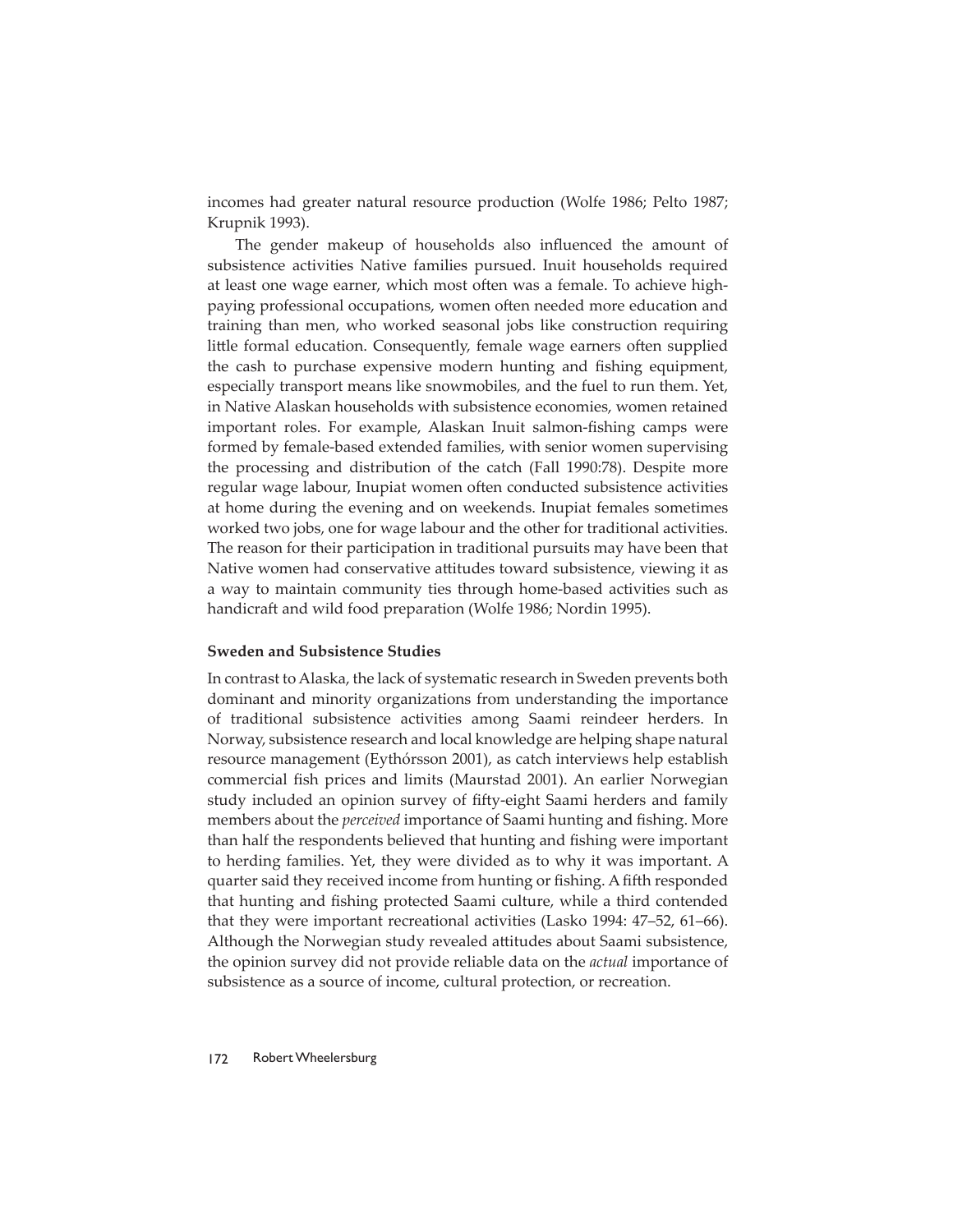incomes had greater natural resource production (Wolfe 1986; Pelto 1987; Krupnik 1993).

The gender makeup of households also influenced the amount of subsistence activities Native families pursued. Inuit households required at least one wage earner, which most often was a female. To achieve high-paying professional occupations, women often needed more education and training than men, who worked seasonal jobs like construction requiring little formal education. Consequently, female wage earners often supplied the cash to purchase expensive modern hunting and fishing equipment, especially transport means like snowmobiles, and the fuel to run them. Yet, in Native Alaskan households with subsistence economies, women retained important roles. For example, Alaskan Inuit salmon-fishing camps were formed by female-based extended families, with senior women supervising the processing and distribution of the catch (Fall 1990:78). Despite more regular wage labour, Inupiat women often conducted subsistence activities at home during the evening and on weekends. Inupiat females sometimes worked two jobs, one for wage labour and the other for traditional activities. The reason for their participation in traditional pursuits may have been that Native women had conservative attitudes toward subsistence, viewing it as a way to maintain community ties through home-based activities such as handicraft and wild food preparation (Wolfe 1986; Nordin 1995).

### Sweden and Subsistence Studies

In contrast to Alaska, the lack of systematic research in Sweden prevents both dominant and minority organizations from understanding the importance of traditional subsistence activities among Saami reindeer herders. In Norway, subsistence research and local knowledge are helping shape natural resource management (Eythórsson 2001), as catch interviews help establish commercial fish prices and limits (Maurstad 2001). An earlier Norwegian study included an opinion survey of fifty-eight Saami herders and family members about the *perceived* importance of Saami hunting and fishing. More than half the respondents believed that hunting and fishing were important to herding families. Yet, they were divided as to why it was important. A quarter said they received income from hunting or fishing. A fifth responded that hunting and fishing protected Saami culture, while a third contended that they were important recreational activities (Lasko 1994: 47–52, 61–66). Although the Norwegian study revealed attitudes about Saami subsistence, the opinion survey did not provide reliable data on the *actual* importance of subsistence as a source of income, cultural protection, or recreation.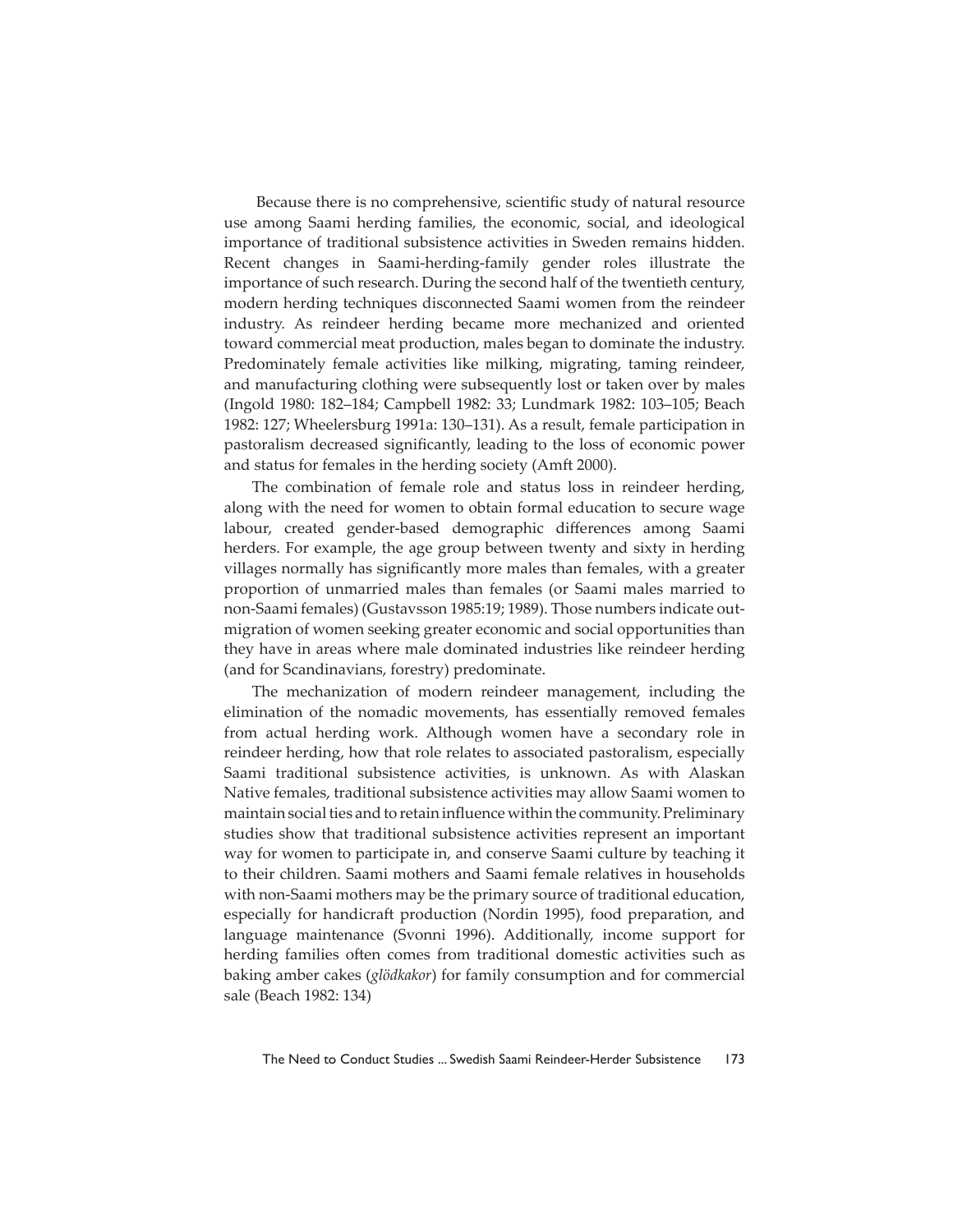Because there is no comprehensive, scientific study of natural resource use among Saami herding families, the economic, social, and ideological importance of traditional subsistence activities in Sweden remains hidden. Recent changes in Saami-herding-family gender roles illustrate the importance of such research. During the second half of the twentieth century, modern herding techniques disconnected Saami women from the reindeer industry. As reindeer herding became more mechanized and oriented toward commercial meat production, males began to dominate the industry. Predominately female activities like milking, migrating, taming reindeer, and manufacturing clothing were subsequently lost or taken over by males (Ingold 1980: 182–184; Campbell 1982: 33; Lundmark 1982: 103–105; Beach 1982: 127; Wheelersburg 1991a: 130–131). As a result, female participation in pastoralism decreased significantly, leading to the loss of economic power and status for females in the herding society (Amft 2000).

The combination of female role and status loss in reindeer herding, along with the need for women to obtain formal education to secure wage labour, created gender-based demographic differences among Saami herders. For example, the age group between twenty and sixty in herding villages normally has significantly more males than females, with a greater proportion of unmarried males than females (or Saami males married to non-Saami females) (Gustavsson 1985:19; 1989). Those numbers indicate out-migration of women seeking greater economic and social opportunities than they have in areas where male dominated industries like reindeer herding (and for Scandinavians, forestry) predominate.

The mechanization of modern reindeer management, including the elimination of the nomadic movements, has essentially removed females from actual herding work. Although women have a secondary role in reindeer herding, how that role relates to associated pastoralism, especially Saami traditional subsistence activities, is unknown. As with Alaskan Native females, traditional subsistence activities may allow Saami women to maintain social ties and to retain influence within the community. Preliminary studies show that traditional subsistence activities represent an important way for women to participate in, and conserve Saami culture by teaching it to their children. Saami mothers and Saami female relatives in households with non-Saami mothers may be the primary source of traditional education, especially for handicraft production (Nordin 1995), food preparation, and language maintenance (Svonni 1996). Additionally, income support for herding families often comes from traditional domestic activities such as baking amber cakes (*glödkakor*) for family consumption and for commercial sale (Beach 1982: 134)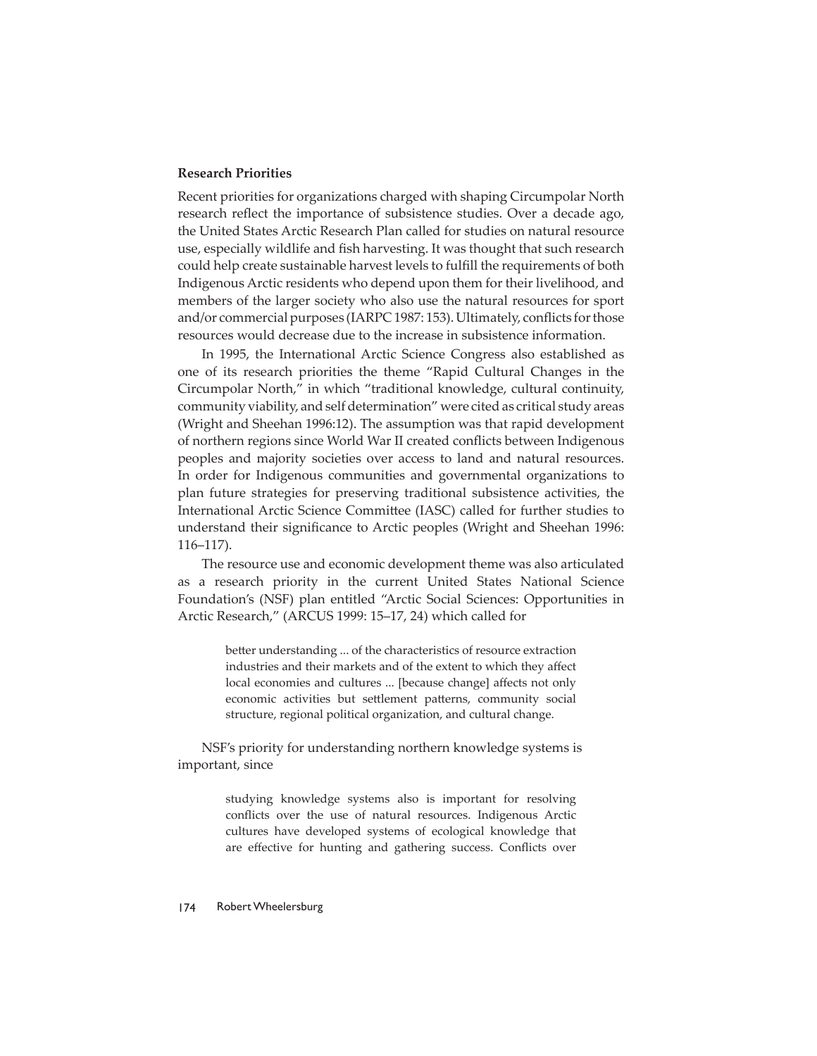### Research Priorities

Recent priorities for organizations charged with shaping Circumpolar North research reflect the importance of subsistence studies. Over a decade ago, the United States Arctic Research Plan called for studies on natural resource use, especially wildlife and fish harvesting. It was thought that such research could help create sustainable harvest levels to fulfill the requirements of both Indigenous Arctic residents who depend upon them for their livelihood, and members of the larger society who also use the natural resources for sport and/or commercial purposes (IARPC 1987: 153). Ultimately, conflicts for those resources would decrease due to the increase in subsistence information.

In 1995, the International Arctic Science Congress also established as one of its research priorities the theme "Rapid Cultural Changes in the Circumpolar North," in which "traditional knowledge, cultural continuity, community viability, and self determination" were cited as critical study areas (Wright and Sheehan 1996:12). The assumption was that rapid development of northern regions since World War II created conflicts between Indigenous peoples and majority societies over access to land and natural resources. In order for Indigenous communities and governmental organizations to plan future strategies for preserving traditional subsistence activities, the International Arctic Science Committee (IASC) called for further studies to understand their significance to Arctic peoples (Wright and Sheehan 1996: 116–117).

The resource use and economic development theme was also articulated as a research priority in the current United States National Science Foundation's (NSF) plan entitled "Arctic Social Sciences: Opportunities in Arctic Research," (ARCUS 1999: 15–17, 24) which called for

> better understanding ... of the characteristics of resource extraction industries and their markets and of the extent to which they affect local economies and cultures ... [because change] affects not only economic activities but settlement patterns, community social structure, regional political organization, and cultural change.

NSF's priority for understanding northern knowledge systems is important, since

> studying knowledge systems also is important for resolving conflicts over the use of natural resources. Indigenous Arctic cultures have developed systems of ecological knowledge that are effective for hunting and gathering success. Conflicts over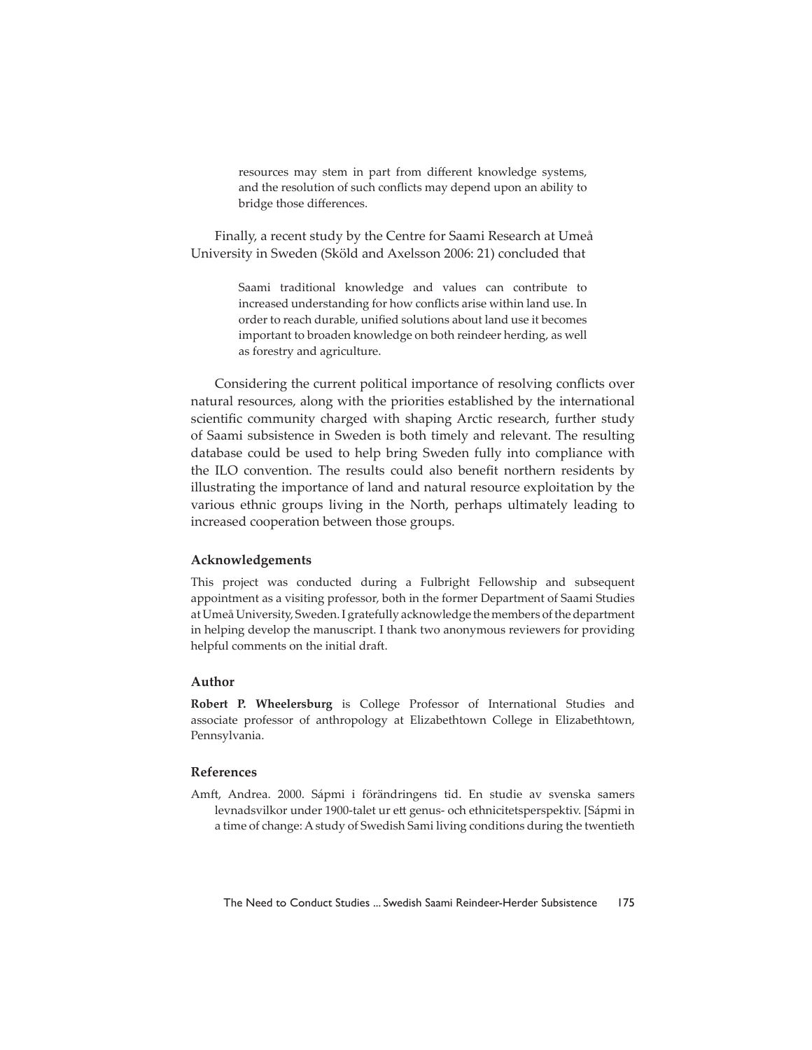> resources may stem in part from different knowledge systems, and the resolution of such conflicts may depend upon an ability to bridge those differences.

Finally, a recent study by the Centre for Saami Research at Umeå University in Sweden (Sköld and Axelsson 2006: 21) concluded that

> Saami traditional knowledge and values can contribute to increased understanding for how conflicts arise within land use. In order to reach durable, unified solutions about land use it becomes important to broaden knowledge on both reindeer herding, as well as forestry and agriculture.

Considering the current political importance of resolving conflicts over natural resources, along with the priorities established by the international scientific community charged with shaping Arctic research, further study of Saami subsistence in Sweden is both timely and relevant. The resulting database could be used to help bring Sweden fully into compliance with the ILO convention. The results could also benefit northern residents by illustrating the importance of land and natural resource exploitation by the various ethnic groups living in the North, perhaps ultimately leading to increased cooperation between those groups.

### Acknowledgements

This project was conducted during a Fulbright Fellowship and subsequent appointment as a visiting professor, both in the former Department of Saami Studies at Umeå University, Sweden. I gratefully acknowledge the members of the department in helping develop the manuscript. I thank two anonymous reviewers for providing helpful comments on the initial draft.

### Author

**Robert P. Wheelersburg** is College Professor of International Studies and associate professor of anthropology at Elizabethtown College in Elizabethtown, Pennsylvania.

### References

Amft, Andrea. 2000. Sápmi i förändringens tid. En studie av svenska samers levnadsvilkor under 1900-talet ur ett genus- och ethnicitetsperspektiv. [Sápmi in a time of change: A study of Swedish Sami living conditions during the twentieth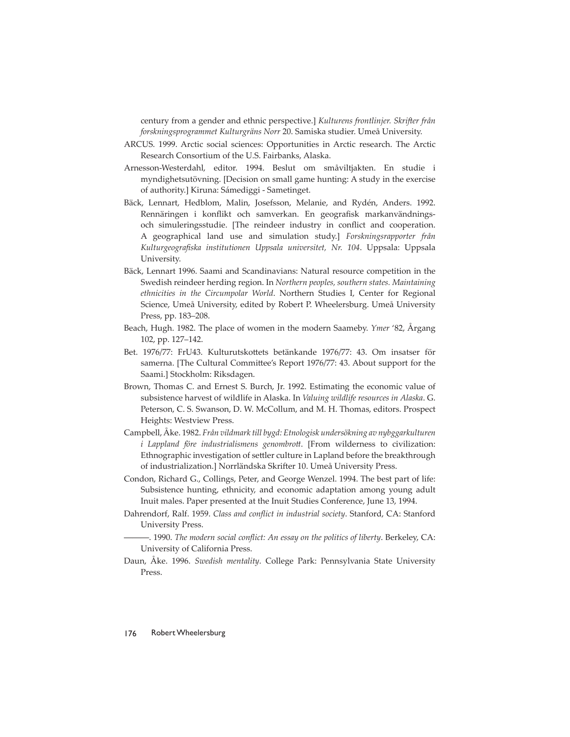century from a gender and ethnic perspective.] *Kulturens frontlinjer. Skrifter från forskningsprogrammet Kulturgräns Norr* 20. Samiska studier. Umeå University.

ARCUS. 1999. Arctic social sciences: Opportunities in Arctic research. The Arctic Research Consortium of the U.S. Fairbanks, Alaska.

Arnesson-Westerdahl, editor. 1994. Beslut om småviltjakten. En studie i myndighetsutövning. [Decision on small game hunting: A study in the exercise of authority.] Kiruna: Sámediggi - Sametinget.

Bäck, Lennart, Hedblom, Malin, Josefsson, Melanie, and Rydén, Anders. 1992. Rennäringen i konflikt och samverkan. En geografisk markanvändnings- och simuleringsstudie. [The reindeer industry in conflict and cooperation. A geographical land use and simulation study.] *Forskningsrapporter från Kulturgeografiska institutionen Uppsala universitet, Nr. 104*. Uppsala: Uppsala University.

Bäck, Lennart 1996. Saami and Scandinavians: Natural resource competition in the Swedish reindeer herding region. In *Northern peoples, southern states. Maintaining ethnicities in the Circumpolar World*. Northern Studies I, Center for Regional Science, Umeå University, edited by Robert P. Wheelersburg. Umeå University Press, pp. 183–208.

Beach, Hugh. 1982. The place of women in the modern Saameby. *Ymer* '82, Årgang 102, pp. 127–142.

Bet. 1976/77: FrU43. Kulturutskottets betänkande 1976/77: 43. Om insatser för samerna. [The Cultural Committee's Report 1976/77: 43. About support for the Saami.] Stockholm: Riksdagen.

Brown, Thomas C. and Ernest S. Burch, Jr. 1992. Estimating the economic value of subsistence harvest of wildlife in Alaska. In *Valuing wildlife resources in Alaska*. G. Peterson, C. S. Swanson, D. W. McCollum, and M. H. Thomas, editors. Prospect Heights: Westview Press.

Campbell, Åke. 1982. *Från vildmark till bygd: Etnologisk undersökning av nybggarkulturen i Lappland före industrialismens genombrott*. [From wilderness to civilization: Ethnographic investigation of settler culture in Lapland before the breakthrough of industrialization.] Norrländska Skrifter 10. Umeå University Press.

Condon, Richard G., Collings, Peter, and George Wenzel. 1994. The best part of life: Subsistence hunting, ethnicity, and economic adaptation among young adult Inuit males. Paper presented at the Inuit Studies Conference, June 13, 1994.

Dahrendorf, Ralf. 1959. *Class and conflict in industrial society*. Stanford, CA: Stanford University Press.

———. 1990. *The modern social conflict: An essay on the politics of liberty*. Berkeley, CA: University of California Press.

Daun, Åke. 1996. *Swedish mentality*. College Park: Pennsylvania State University Press.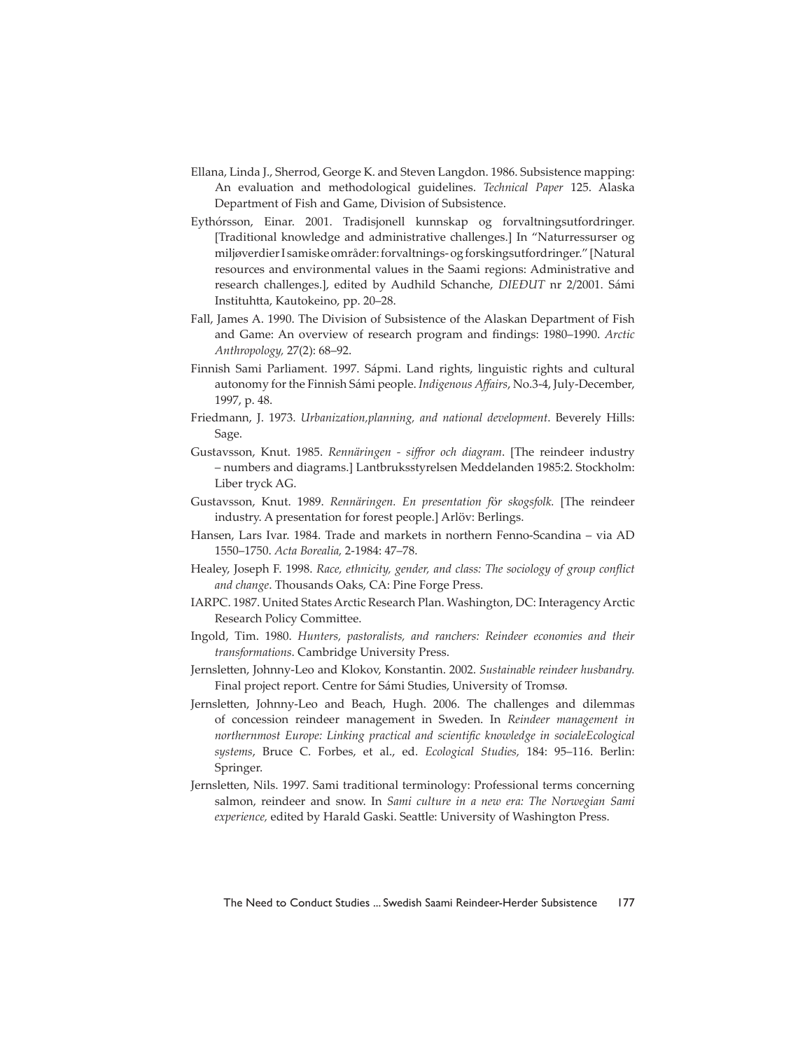Ellana, Linda J., Sherrod, George K. and Steven Langdon. 1986. Subsistence mapping: An evaluation and methodological guidelines. *Technical Paper* 125. Alaska Department of Fish and Game, Division of Subsistence.

Eythórsson, Einar. 2001. Tradisjonell kunnskap og forvaltningsutfordringer. [Traditional knowledge and administrative challenges.] In "Naturressurser og miljøverdier I samiske områder: forvaltnings- og forskingsutfordringer." [Natural resources and environmental values in the Saami regions: Administrative and research challenges.], edited by Audhild Schanche, *DIEĐUT* nr 2/2001. Sámi Instituhtta, Kautokeino, pp. 20–28.

Fall, James A. 1990. The Division of Subsistence of the Alaskan Department of Fish and Game: An overview of research program and findings: 1980–1990. *Arctic Anthropology,* 27(2): 68–92.

Finnish Sami Parliament. 1997. Sápmi. Land rights, linguistic rights and cultural autonomy for the Finnish Sámi people. *Indigenous Affairs*, No.3-4, July-December, 1997, p. 48.

Friedmann, J. 1973. *Urbanization,planning, and national development*. Beverely Hills: Sage.

Gustavsson, Knut. 1985. *Rennäringen - siffror och diagram*. [The reindeer industry – numbers and diagrams.] Lantbruksstyrelsen Meddelanden 1985:2. Stockholm: Liber tryck AG.

Gustavsson, Knut. 1989. *Rennäringen. En presentation för skogsfolk.* [The reindeer industry. A presentation for forest people.] Arlöv: Berlings.

Hansen, Lars Ivar. 1984. Trade and markets in northern Fenno-Scandina – via AD 1550–1750. *Acta Borealia,* 2-1984: 47–78.

Healey, Joseph F. 1998. *Race, ethnicity, gender, and class: The sociology of group conflict and change*. Thousands Oaks, CA: Pine Forge Press.

IARPC. 1987. United States Arctic Research Plan. Washington, DC: Interagency Arctic Research Policy Committee.

Ingold, Tim. 1980. *Hunters, pastoralists, and ranchers: Reindeer economies and their transformations*. Cambridge University Press.

Jernsletten, Johnny-Leo and Klokov, Konstantin. 2002. *Sustainable reindeer husbandry.* Final project report. Centre for Sámi Studies, University of Tromsø.

Jernsletten, Johnny-Leo and Beach, Hugh. 2006. The challenges and dilemmas of concession reindeer management in Sweden. In *Reindeer management in northernmost Europe: Linking practical and scientific knowledge in socialeEcological systems*, Bruce C. Forbes, et al., ed. *Ecological Studies,* 184: 95–116. Berlin: Springer.

Jernsletten, Nils. 1997. Sami traditional terminology: Professional terms concerning salmon, reindeer and snow. In *Sami culture in a new era: The Norwegian Sami experience,* edited by Harald Gaski. Seattle: University of Washington Press.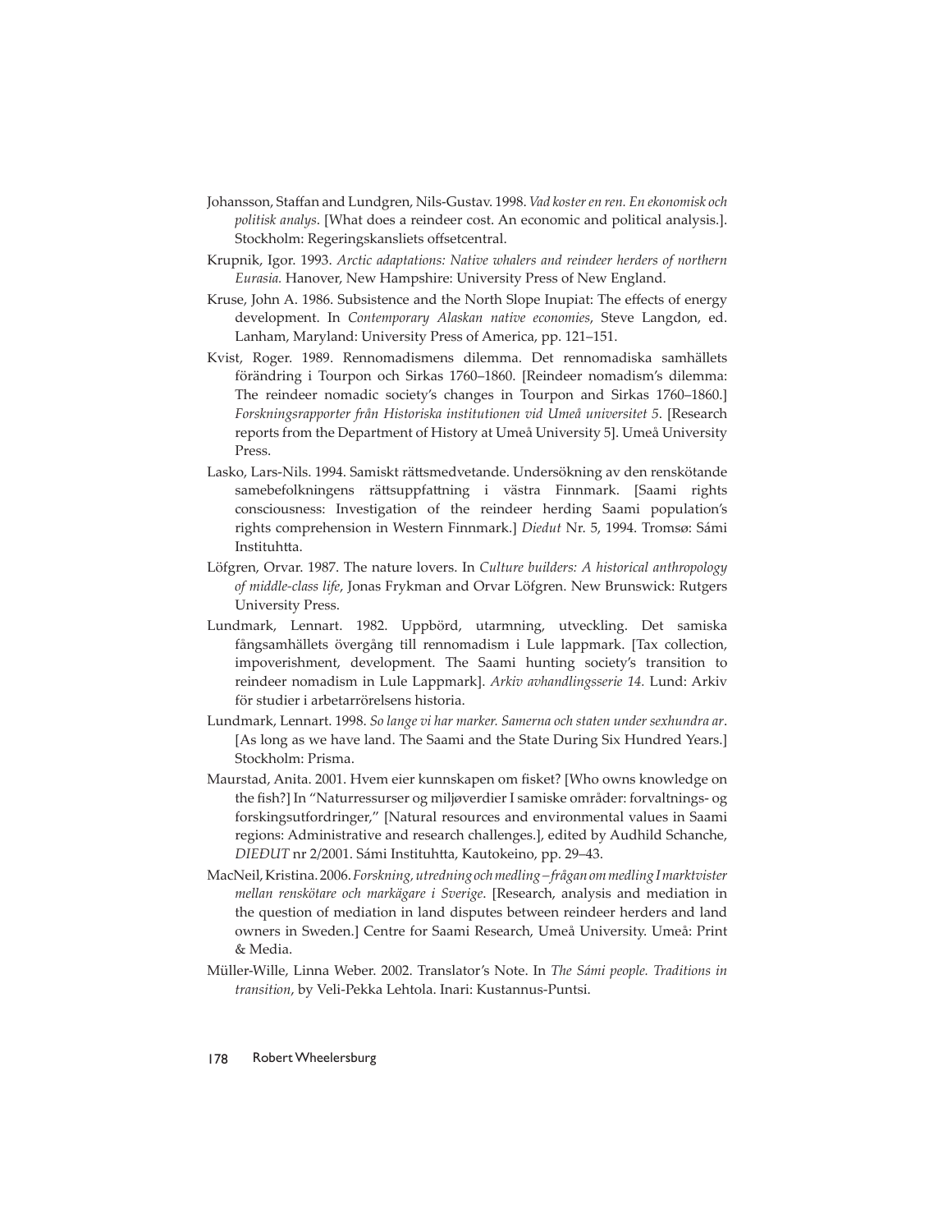Johansson, Staffan and Lundgren, Nils-Gustav. 1998. *Vad koster en ren. En ekonomisk och politisk analys*. [What does a reindeer cost. An economic and political analysis.]. Stockholm: Regeringskansliets offsetcentral.

Krupnik, Igor. 1993. *Arctic adaptations: Native whalers and reindeer herders of northern Eurasia.* Hanover, New Hampshire: University Press of New England.

Kruse, John A. 1986. Subsistence and the North Slope Inupiat: The effects of energy development. In *Contemporary Alaskan native economies*, Steve Langdon, ed. Lanham, Maryland: University Press of America, pp. 121–151.

Kvist, Roger. 1989. Rennomadismens dilemma. Det rennomadiska samhällets förändring i Tourpon och Sirkas 1760–1860. [Reindeer nomadism's dilemma: The reindeer nomadic society's changes in Tourpon and Sirkas 1760–1860.] *Forskningsrapporter från Historiska institutionen vid Umeå universitet 5.* [Research reports from the Department of History at Umeå University 5]. Umeå University Press.

Lasko, Lars-Nils. 1994. Samiskt rättsmedvetande. Undersökning av den renskötande samebefolkningens rättsuppfattning i västra Finnmark. [Saami rights consciousness: Investigation of the reindeer herding Saami population's rights comprehension in Western Finnmark.] *Diedut* Nr. 5, 1994. Tromsø: Sámi Instituhtta.

Löfgren, Orvar. 1987. The nature lovers. In *Culture builders: A historical anthropology of middle-class life*, Jonas Frykman and Orvar Löfgren. New Brunswick: Rutgers University Press.

Lundmark, Lennart. 1982. Uppbörd, utarmning, utveckling. Det samiska fångsamhällets övergång till rennomadism i Lule lappmark. [Tax collection, impoverishment, development. The Saami hunting society's transition to reindeer nomadism in Lule Lappmark]. *Arkiv avhandlingsserie 14.* Lund: Arkiv för studier i arbetarrörelsens historia.

Lundmark, Lennart. 1998. *So lange vi har marker. Samerna och staten under sexhundra ar*. [As long as we have land. The Saami and the State During Six Hundred Years.] Stockholm: Prisma.

Maurstad, Anita. 2001. Hvem eier kunnskapen om fisket? [Who owns knowledge on the fish?] In "Naturressurser og miljøverdier I samiske områder: forvaltnings- og forskingsutfordringer," [Natural resources and environmental values in Saami regions: Administrative and research challenges.], edited by Audhild Schanche, *DIEĐUT* nr 2/2001. Sámi Instituhtta, Kautokeino, pp. 29–43.

MacNeil, Kristina. 2006. *Forskning, utredning och medling – frågan om medling I marktvister mellan renskötare och markägare i Sverige*. [Research, analysis and mediation in the question of mediation in land disputes between reindeer herders and land owners in Sweden.] Centre for Saami Research, Umeå University. Umeå: Print & Media.

Müller-Wille, Linna Weber. 2002. Translator's Note. In *The Sámi people. Traditions in transition*, by Veli-Pekka Lehtola. Inari: Kustannus-Puntsi.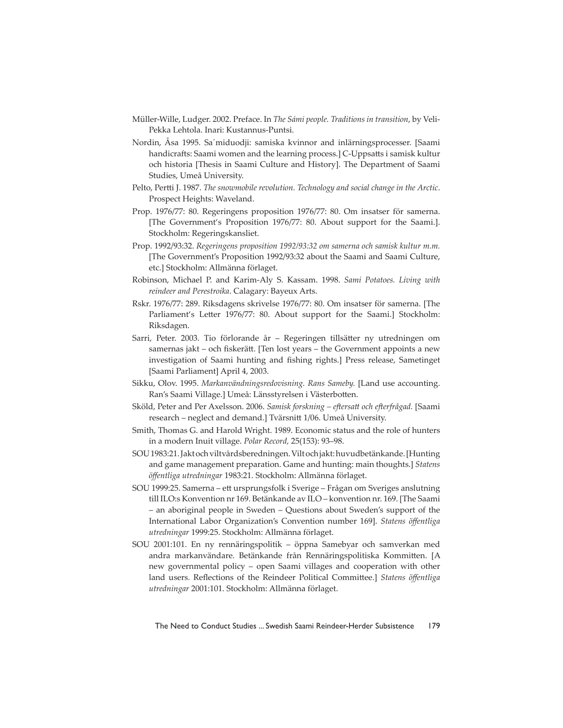Müller-Wille, Ludger. 2002. Preface. In *The Sámi people. Traditions in transition*, by Veli-Pekka Lehtola. Inari: Kustannus-Puntsi.

Nordin, Åsa 1995. Sa´miduodji: samiska kvinnor and inlärningsprocesser. [Saami handicrafts: Saami women and the learning process.] C-Uppsatts i samisk kultur och historia [Thesis in Saami Culture and History]. The Department of Saami Studies, Umeå University.

Pelto, Pertti J. 1987. *The snowmobile revolution. Technology and social change in the Arctic*. Prospect Heights: Waveland.

Prop. 1976/77: 80. Regeringens proposition 1976/77: 80. Om insatser för samerna. [The Government's Proposition 1976/77: 80. About support for the Saami.]. Stockholm: Regeringskansliet.

Prop. 1992/93:32. *Regeringens proposition 1992/93:32 om samerna och samisk kultur m.m.* [The Government's Proposition 1992/93:32 about the Saami and Saami Culture, etc.] Stockholm: Allmänna förlaget.

Robinson, Michael P. and Karim-Aly S. Kassam. 1998. *Sami Potatoes. Living with reindeer and Perestroika*. Calagary: Bayeux Arts.

Rskr. 1976/77: 289. Riksdagens skrivelse 1976/77: 80. Om insatser för samerna. [The Parliament's Letter 1976/77: 80. About support for the Saami.] Stockholm: Riksdagen.

Sarri, Peter. 2003. Tio förlorande år – Regeringen tillsätter ny utredningen om samernas jakt – och fiskerätt. [Ten lost years – the Government appoints a new investigation of Saami hunting and fishing rights.] Press release, Sametinget [Saami Parliament] April 4, 2003.

Sikku, Olov. 1995. *Markanvändningsredovisning. Rans Sameby.* [Land use accounting. Ran's Saami Village.] Umeå: Länsstyrelsen i Västerbotten.

Sköld, Peter and Per Axelsson. 2006. *Samisk forskning – eftersatt och efterfrågad.* [Saami research – neglect and demand.] Tvärsnitt 1/06. Umeå University.

Smith, Thomas G. and Harold Wright. 1989. Economic status and the role of hunters in a modern Inuit village. *Polar Record,* 25(153): 93–98.

SOU 1983:21. Jakt och viltvårdsberedningen. Vilt och jakt: huvudbetänkande. [Hunting and game management preparation. Game and hunting: main thoughts.] *Statens öffentliga utredningar* 1983:21. Stockholm: Allmänna förlaget.

SOU 1999:25. Samerna – ett ursprungsfolk i Sverige – Frågan om Sveriges anslutning till ILO:s Konvention nr 169. Betänkande av ILO – konvention nr. 169. [The Saami – an aboriginal people in Sweden – Questions about Sweden's support of the International Labor Organization's Convention number 169]. *Statens öffentliga utredningar* 1999:25. Stockholm: Allmänna förlaget.

SOU 2001:101. En ny rennäringspolitik – öppna Samebyar och samverkan med andra markanvändare. Betänkande från Rennäringspolitiska Kommitten. [A new governmental policy – open Saami villages and cooperation with other land users. Reflections of the Reindeer Political Committee.] *Statens öffentliga utredningar* 2001:101. Stockholm: Allmänna förlaget.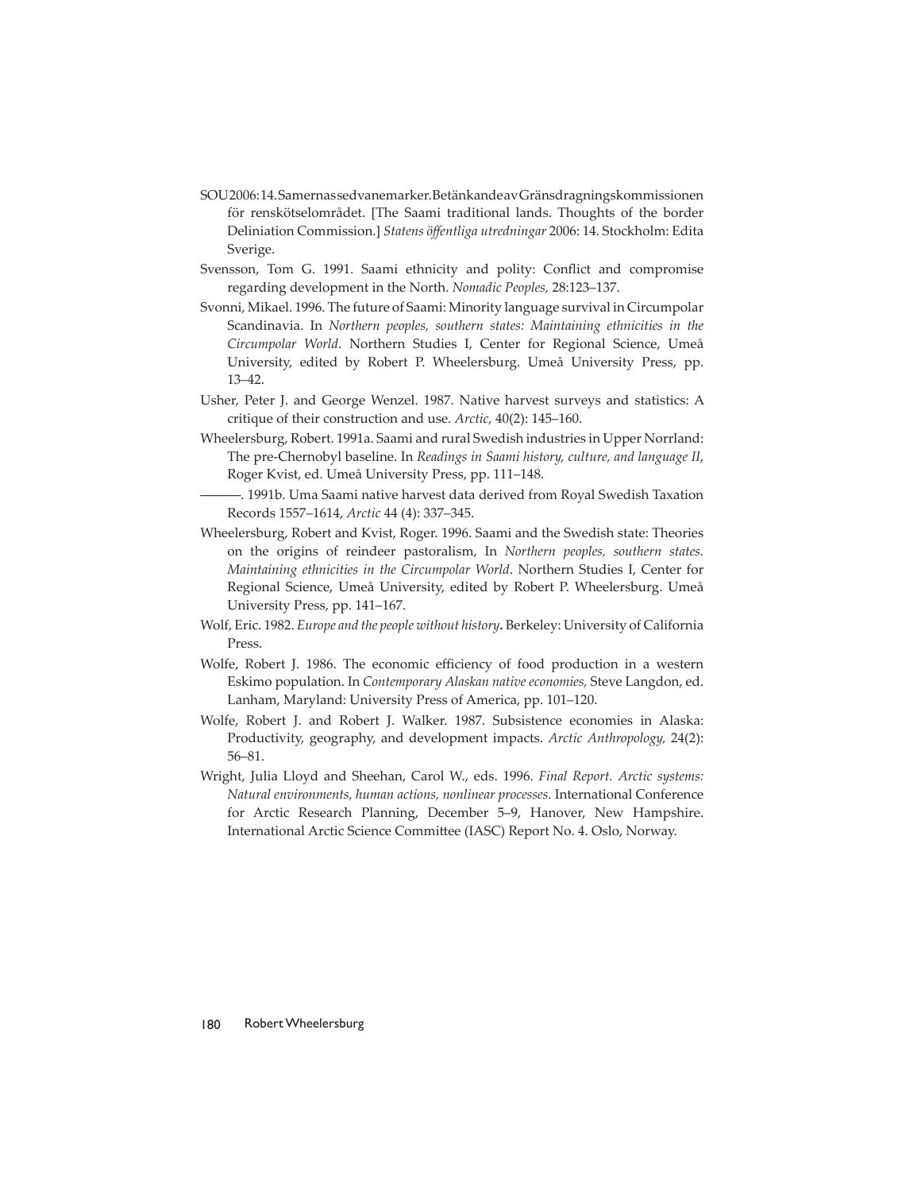SOU 2006: 14. Samernas sedvanemarker. Betänkande av Gränsdragningskommissionen för renskötselområdet. [The Saami traditional lands. Thoughts of the border Deliniation Commission.] *Statens öffentliga utredningar* 2006: 14. Stockholm: Edita Sverige.

Svensson, Tom G. 1991. Saami ethnicity and polity: Conflict and compromise regarding development in the North. *Nomadic Peoples,* 28:123–137.

Svonni, Mikael. 1996. The future of Saami: Minority language survival in Circumpolar Scandinavia. In *Northern peoples, southern states: Maintaining ethnicities in the Circumpolar World*. Northern Studies I, Center for Regional Science, Umeå University, edited by Robert P. Wheelersburg. Umeå University Press, pp. 13–42.

Usher, Peter J. and George Wenzel. 1987. Native harvest surveys and statistics: A critique of their construction and use. *Arctic,* 40(2): 145–160.

Wheelersburg, Robert. 1991a. Saami and rural Swedish industries in Upper Norrland: The pre-Chernobyl baseline. In *Readings in Saami history, culture, and language II*, Roger Kvist, ed. Umeå University Press, pp. 111–148.

———. 1991b. Uma Saami native harvest data derived from Royal Swedish Taxation Records 1557–1614, *Arctic* 44 (4): 337–345.

Wheelersburg, Robert and Kvist, Roger. 1996. Saami and the Swedish state: Theories on the origins of reindeer pastoralism, In *Northern peoples, southern states. Maintaining ethnicities in the Circumpolar World*. Northern Studies I, Center for Regional Science, Umeå University, edited by Robert P. Wheelersburg. Umeå University Press, pp. 141–167.

Wolf, Eric. 1982. *Europe and the people without history***.** Berkeley: University of California Press.

Wolfe, Robert J. 1986. The economic efficiency of food production in a western Eskimo population. In *Contemporary Alaskan native economies,* Steve Langdon, ed. Lanham, Maryland: University Press of America, pp. 101–120.

Wolfe, Robert J. and Robert J. Walker. 1987. Subsistence economies in Alaska: Productivity, geography, and development impacts. *Arctic Anthropology,* 24(2): 56–81.

Wright, Julia Lloyd and Sheehan, Carol W., eds. 1996. *Final Report. Arctic systems: Natural environments, human actions, nonlinear processes*. International Conference for Arctic Research Planning, December 5–9, Hanover, New Hampshire. International Arctic Science Committee (IASC) Report No. 4. Oslo, Norway.